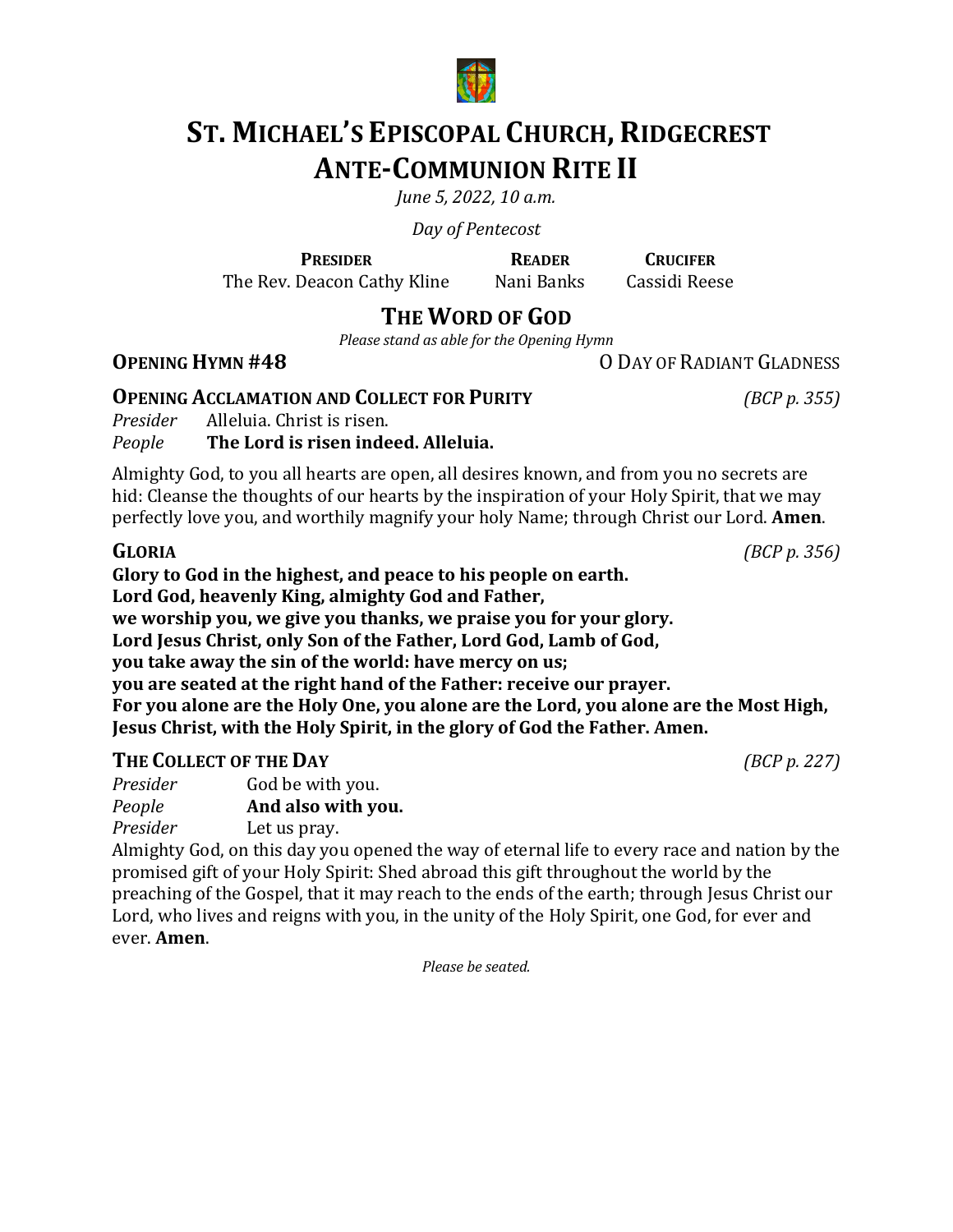# ST. MICHAEL'S EPISCOPAL CHURCH, RIDGECREST
# ANTE-COMMUNION RITE II

*June 5, 2022, 10 a.m.*

*Day of Pentecost*

| **PRESIDER** | **READER** | **CRUCIFER** |
|---|---|---|
| The Rev. Deacon Cathy Kline | Nani Banks | Cassidi Reese |

## THE WORD OF GOD

*Please stand as able for the Opening Hymn*

**OPENING HYMN #48** — O DAY OF RADIANT GLADNESS

**OPENING ACCLAMATION AND COLLECT FOR PURITY** *(BCP p. 355)*

*Presider* Alleluia. Christ is risen.
*People* **The Lord is risen indeed. Alleluia.**

Almighty God, to you all hearts are open, all desires known, and from you no secrets are hid: Cleanse the thoughts of our hearts by the inspiration of your Holy Spirit, that we may perfectly love you, and worthily magnify your holy Name; through Christ our Lord. **Amen**.

**GLORIA** *(BCP p. 356)*

**Glory to God in the highest, and peace to his people on earth.**
**Lord God, heavenly King, almighty God and Father,**
**we worship you, we give you thanks, we praise you for your glory.**
**Lord Jesus Christ, only Son of the Father, Lord God, Lamb of God,**
**you take away the sin of the world: have mercy on us;**
**you are seated at the right hand of the Father: receive our prayer.**
**For you alone are the Holy One, you alone are the Lord, you alone are the Most High,**
**Jesus Christ, with the Holy Spirit, in the glory of God the Father. Amen.**

**THE COLLECT OF THE DAY** *(BCP p. 227)*

*Presider* God be with you.
*People* **And also with you.**
*Presider* Let us pray.

Almighty God, on this day you opened the way of eternal life to every race and nation by the promised gift of your Holy Spirit: Shed abroad this gift throughout the world by the preaching of the Gospel, that it may reach to the ends of the earth; through Jesus Christ our Lord, who lives and reigns with you, in the unity of the Holy Spirit, one God, for ever and ever. **Amen**.

*Please be seated.*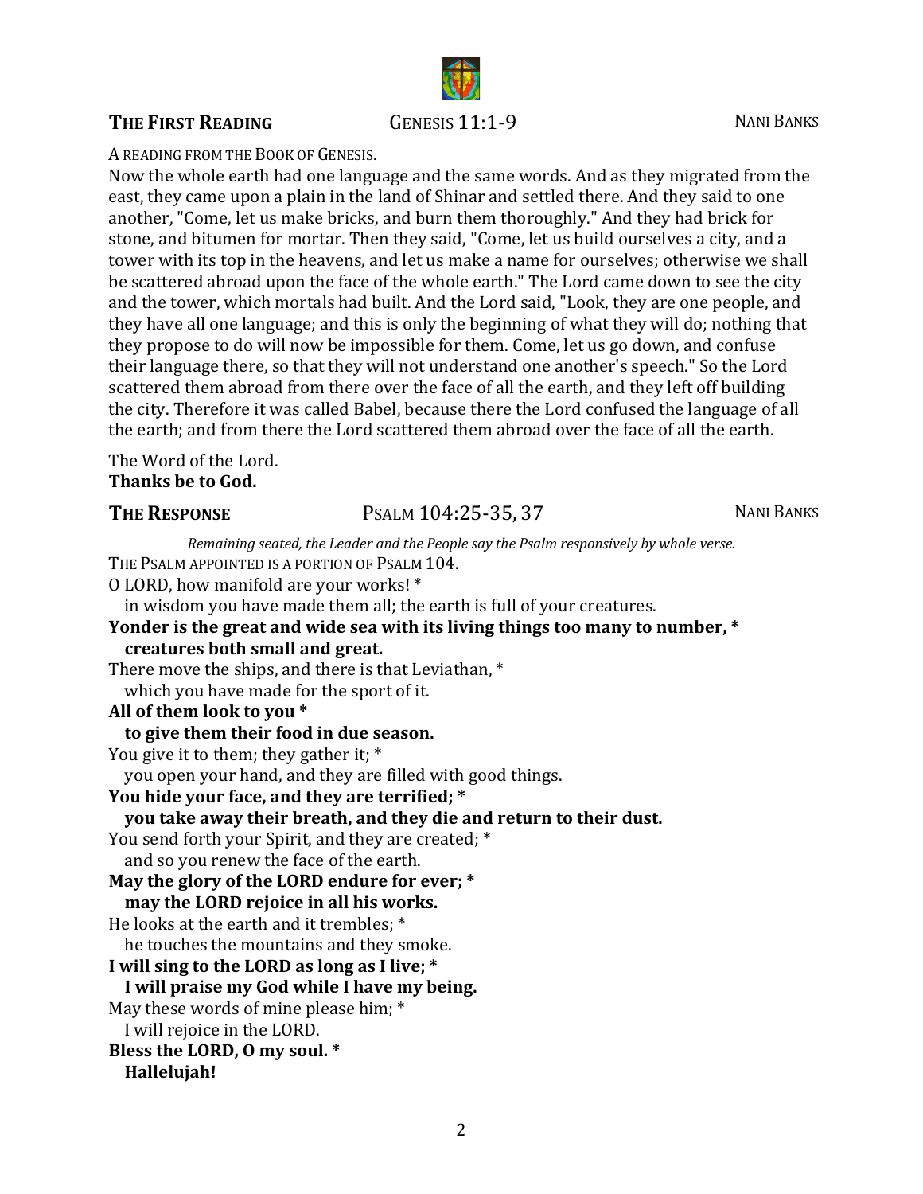**THE FIRST READING** GENESIS 11:1-9 NANI BANKS

A READING FROM THE BOOK OF GENESIS.

Now the whole earth had one language and the same words. And as they migrated from the east, they came upon a plain in the land of Shinar and settled there. And they said to one another, "Come, let us make bricks, and burn them thoroughly." And they had brick for stone, and bitumen for mortar. Then they said, "Come, let us build ourselves a city, and a tower with its top in the heavens, and let us make a name for ourselves; otherwise we shall be scattered abroad upon the face of the whole earth." The Lord came down to see the city and the tower, which mortals had built. And the Lord said, "Look, they are one people, and they have all one language; and this is only the beginning of what they will do; nothing that they propose to do will now be impossible for them. Come, let us go down, and confuse their language there, so that they will not understand one another's speech." So the Lord scattered them abroad from there over the face of all the earth, and they left off building the city. Therefore it was called Babel, because there the Lord confused the language of all the earth; and from there the Lord scattered them abroad over the face of all the earth.

The Word of the Lord.
**Thanks be to God.**

**THE RESPONSE** PSALM 104:25-35, 37 NANI BANKS

*Remaining seated, the Leader and the People say the Psalm responsively by whole verse.*

THE PSALM APPOINTED IS A PORTION OF PSALM 104.

O LORD, how manifold are your works! *
in wisdom you have made them all; the earth is full of your creatures.

**Yonder is the great and wide sea with its living things too many to number, ***
**creatures both small and great.**

There move the ships, and there is that Leviathan, *
which you have made for the sport of it.

**All of them look to you ***
**to give them their food in due season.**

You give it to them; they gather it; *
you open your hand, and they are filled with good things.

**You hide your face, and they are terrified; ***
**you take away their breath, and they die and return to their dust.**

You send forth your Spirit, and they are created; *
and so you renew the face of the earth.

**May the glory of the LORD endure for ever; ***
**may the LORD rejoice in all his works.**

He looks at the earth and it trembles; *
he touches the mountains and they smoke.

**I will sing to the LORD as long as I live; ***
**I will praise my God while I have my being.**

May these words of mine please him; *
I will rejoice in the LORD.

**Bless the LORD, O my soul. ***
**Hallelujah!**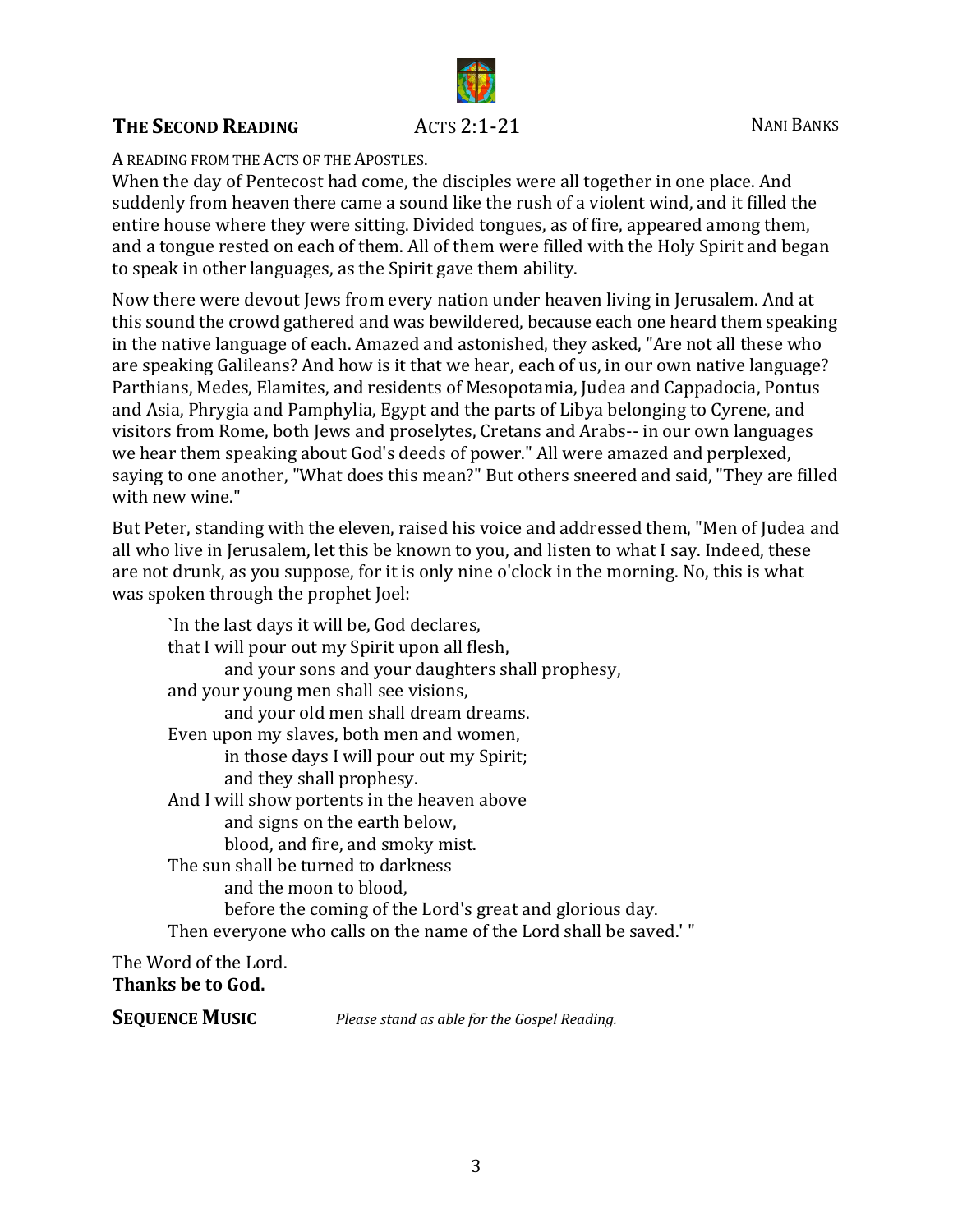**THE SECOND READING** ACTS 2:1-21 NANI BANKS

A READING FROM THE ACTS OF THE APOSTLES.

When the day of Pentecost had come, the disciples were all together in one place. And suddenly from heaven there came a sound like the rush of a violent wind, and it filled the entire house where they were sitting. Divided tongues, as of fire, appeared among them, and a tongue rested on each of them. All of them were filled with the Holy Spirit and began to speak in other languages, as the Spirit gave them ability.

Now there were devout Jews from every nation under heaven living in Jerusalem. And at this sound the crowd gathered and was bewildered, because each one heard them speaking in the native language of each. Amazed and astonished, they asked, "Are not all these who are speaking Galileans? And how is it that we hear, each of us, in our own native language? Parthians, Medes, Elamites, and residents of Mesopotamia, Judea and Cappadocia, Pontus and Asia, Phrygia and Pamphylia, Egypt and the parts of Libya belonging to Cyrene, and visitors from Rome, both Jews and proselytes, Cretans and Arabs-- in our own languages we hear them speaking about God's deeds of power." All were amazed and perplexed, saying to one another, "What does this mean?" But others sneered and said, "They are filled with new wine."

But Peter, standing with the eleven, raised his voice and addressed them, "Men of Judea and all who live in Jerusalem, let this be known to you, and listen to what I say. Indeed, these are not drunk, as you suppose, for it is only nine o'clock in the morning. No, this is what was spoken through the prophet Joel:

> \`In the last days it will be, God declares,
> that I will pour out my Spirit upon all flesh,
>     and your sons and your daughters shall prophesy,
> and your young men shall see visions,
>     and your old men shall dream dreams.
> Even upon my slaves, both men and women,
>     in those days I will pour out my Spirit;
>     and they shall prophesy.
> And I will show portents in the heaven above
>     and signs on the earth below,
>     blood, and fire, and smoky mist.
> The sun shall be turned to darkness
>     and the moon to blood,
>     before the coming of the Lord's great and glorious day.
> Then everyone who calls on the name of the Lord shall be saved.' "

The Word of the Lord.
**Thanks be to God.**

**SEQUENCE MUSIC** *Please stand as able for the Gospel Reading.*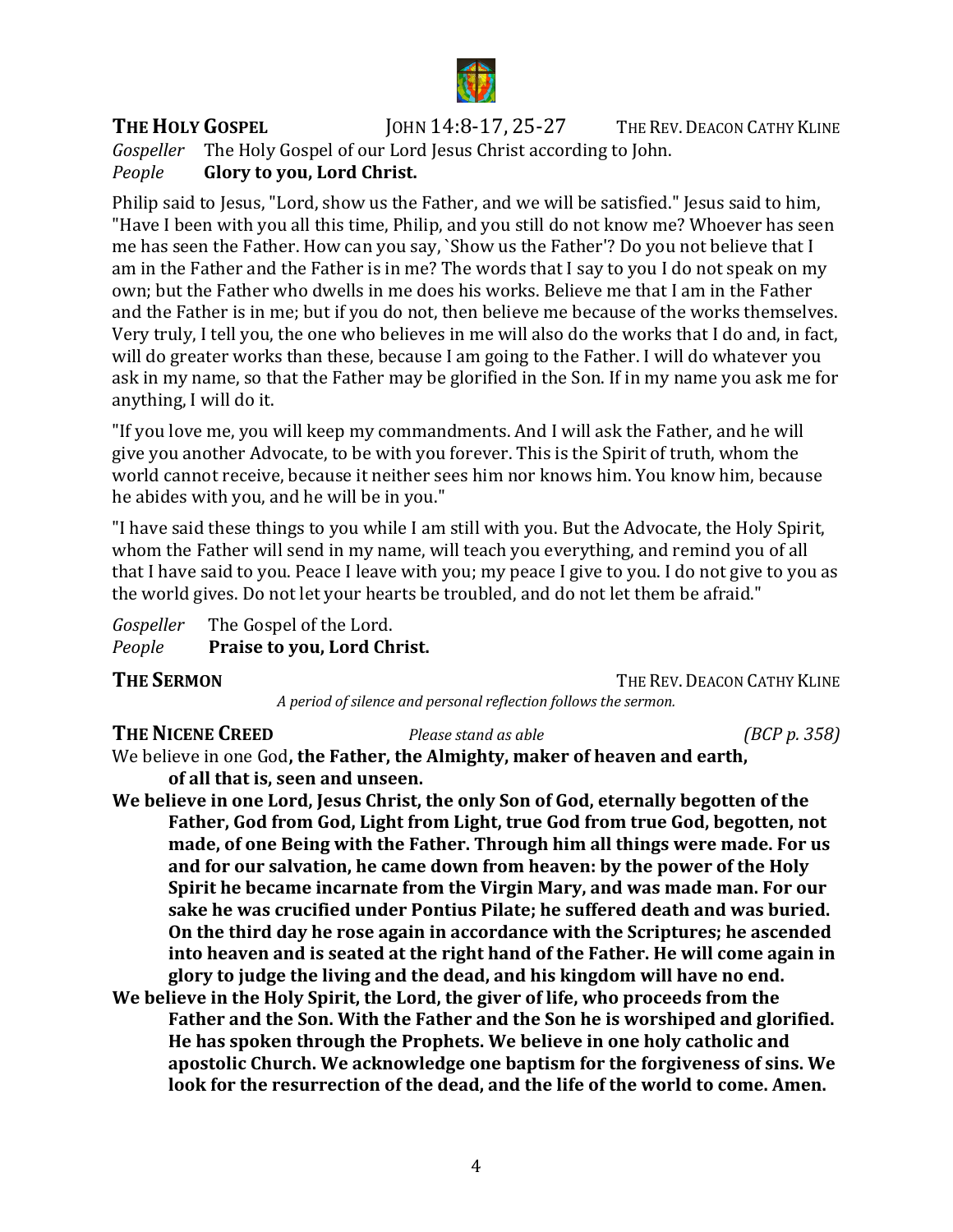**THE HOLY GOSPEL** JOHN 14:8-17, 25-27 THE REV. DEACON CATHY KLINE

*Gospeller* The Holy Gospel of our Lord Jesus Christ according to John.
*People* **Glory to you, Lord Christ.**

Philip said to Jesus, "Lord, show us the Father, and we will be satisfied." Jesus said to him, "Have I been with you all this time, Philip, and you still do not know me? Whoever has seen me has seen the Father. How can you say, `Show us the Father'? Do you not believe that I am in the Father and the Father is in me? The words that I say to you I do not speak on my own; but the Father who dwells in me does his works. Believe me that I am in the Father and the Father is in me; but if you do not, then believe me because of the works themselves. Very truly, I tell you, the one who believes in me will also do the works that I do and, in fact, will do greater works than these, because I am going to the Father. I will do whatever you ask in my name, so that the Father may be glorified in the Son. If in my name you ask me for anything, I will do it.

"If you love me, you will keep my commandments. And I will ask the Father, and he will give you another Advocate, to be with you forever. This is the Spirit of truth, whom the world cannot receive, because it neither sees him nor knows him. You know him, because he abides with you, and he will be in you."

"I have said these things to you while I am still with you. But the Advocate, the Holy Spirit, whom the Father will send in my name, will teach you everything, and remind you of all that I have said to you. Peace I leave with you; my peace I give to you. I do not give to you as the world gives. Do not let your hearts be troubled, and do not let them be afraid."

*Gospeller* The Gospel of the Lord.
*People* **Praise to you, Lord Christ.**

**THE SERMON** THE REV. DEACON CATHY KLINE

*A period of silence and personal reflection follows the sermon.*

**THE NICENE CREED** *Please stand as able* *(BCP p. 358)*

We believe in one God**, the Father, the Almighty, maker of heaven and earth, of all that is, seen and unseen.**

**We believe in one Lord, Jesus Christ, the only Son of God, eternally begotten of the Father, God from God, Light from Light, true God from true God, begotten, not made, of one Being with the Father. Through him all things were made. For us and for our salvation, he came down from heaven: by the power of the Holy Spirit he became incarnate from the Virgin Mary, and was made man. For our sake he was crucified under Pontius Pilate; he suffered death and was buried. On the third day he rose again in accordance with the Scriptures; he ascended into heaven and is seated at the right hand of the Father. He will come again in glory to judge the living and the dead, and his kingdom will have no end.**

**We believe in the Holy Spirit, the Lord, the giver of life, who proceeds from the Father and the Son. With the Father and the Son he is worshiped and glorified. He has spoken through the Prophets. We believe in one holy catholic and apostolic Church. We acknowledge one baptism for the forgiveness of sins. We look for the resurrection of the dead, and the life of the world to come. Amen.**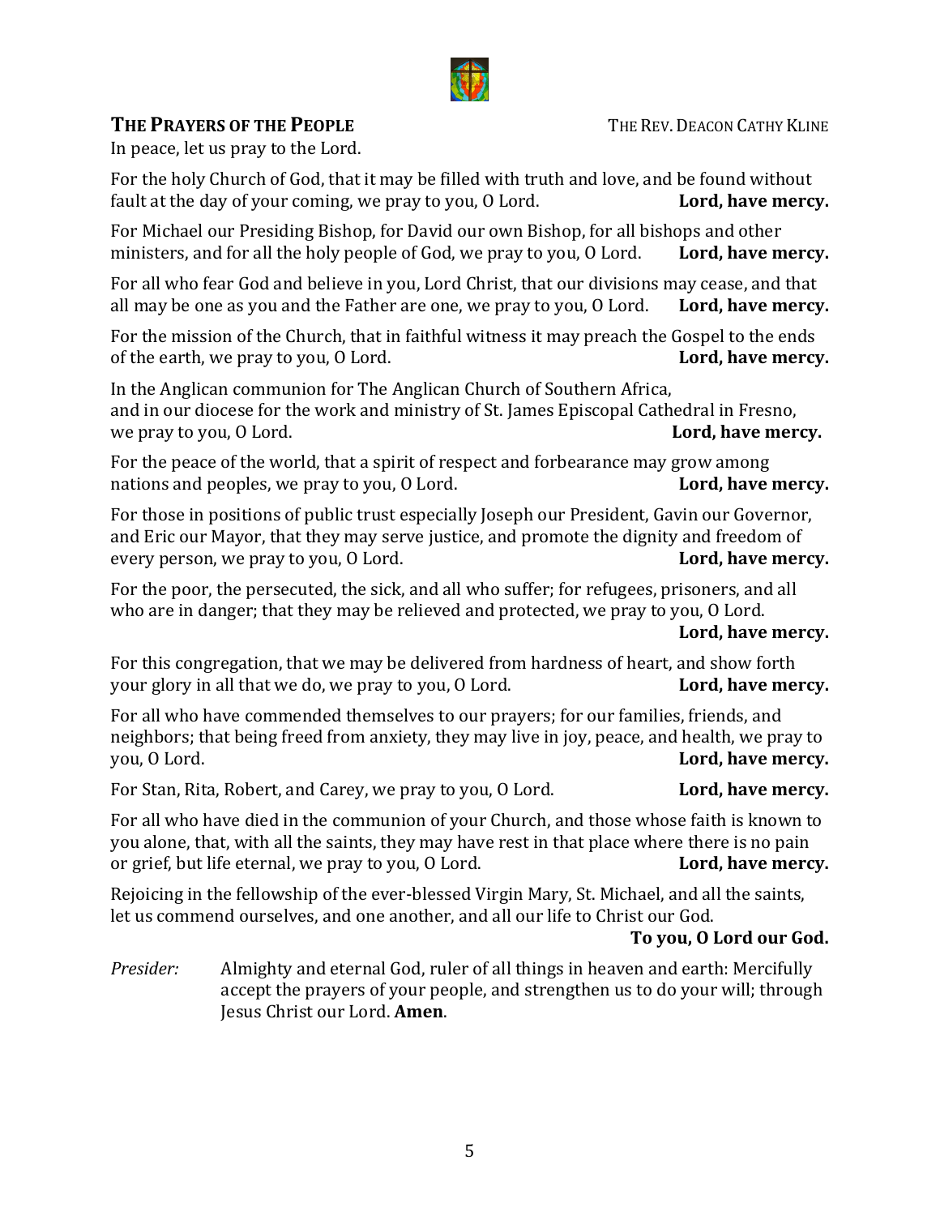## THE PRAYERS OF THE PEOPLE

THE REV. DEACON CATHY KLINE

In peace, let us pray to the Lord.

For the holy Church of God, that it may be filled with truth and love, and be found without fault at the day of your coming, we pray to you, O Lord. **Lord, have mercy.**

For Michael our Presiding Bishop, for David our own Bishop, for all bishops and other ministers, and for all the holy people of God, we pray to you, O Lord. **Lord, have mercy.**

For all who fear God and believe in you, Lord Christ, that our divisions may cease, and that all may be one as you and the Father are one, we pray to you, O Lord. **Lord, have mercy.**

For the mission of the Church, that in faithful witness it may preach the Gospel to the ends of the earth, we pray to you, O Lord. **Lord, have mercy.**

In the Anglican communion for The Anglican Church of Southern Africa, and in our diocese for the work and ministry of St. James Episcopal Cathedral in Fresno, we pray to you, O Lord. **Lord, have mercy.**

For the peace of the world, that a spirit of respect and forbearance may grow among nations and peoples, we pray to you, O Lord. **Lord, have mercy.**

For those in positions of public trust especially Joseph our President, Gavin our Governor, and Eric our Mayor, that they may serve justice, and promote the dignity and freedom of every person, we pray to you, O Lord. **Lord, have mercy.**

For the poor, the persecuted, the sick, and all who suffer; for refugees, prisoners, and all who are in danger; that they may be relieved and protected, we pray to you, O Lord. **Lord, have mercy.**

For this congregation, that we may be delivered from hardness of heart, and show forth your glory in all that we do, we pray to you, O Lord. **Lord, have mercy.**

For all who have commended themselves to our prayers; for our families, friends, and neighbors; that being freed from anxiety, they may live in joy, peace, and health, we pray to you, O Lord. **Lord, have mercy.**

For Stan, Rita, Robert, and Carey, we pray to you, O Lord. **Lord, have mercy.**

For all who have died in the communion of your Church, and those whose faith is known to you alone, that, with all the saints, they may have rest in that place where there is no pain or grief, but life eternal, we pray to you, O Lord. **Lord, have mercy.**

Rejoicing in the fellowship of the ever-blessed Virgin Mary, St. Michael, and all the saints, let us commend ourselves, and one another, and all our life to Christ our God. **To you, O Lord our God.**

*Presider:* Almighty and eternal God, ruler of all things in heaven and earth: Mercifully accept the prayers of your people, and strengthen us to do your will; through Jesus Christ our Lord. **Amen**.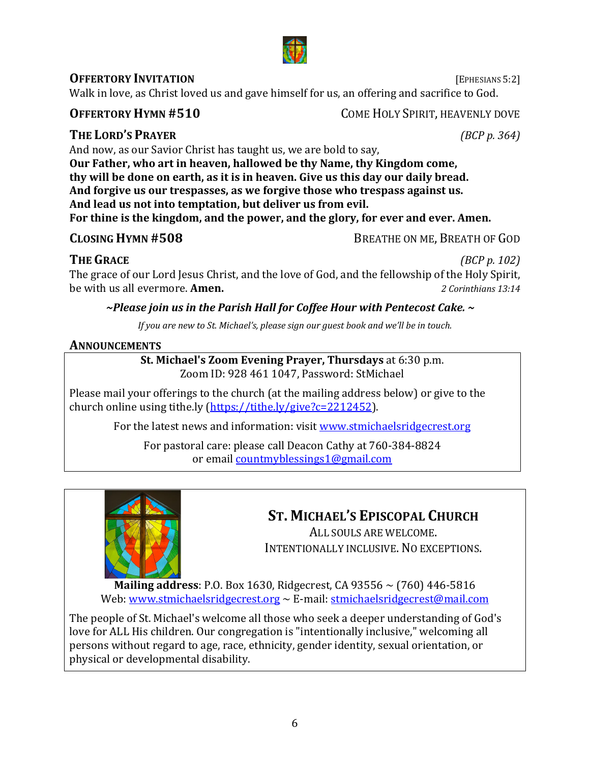**OFFERTORY INVITATION** [EPHESIANS 5:2]

Walk in love, as Christ loved us and gave himself for us, an offering and sacrifice to God.

**OFFERTORY HYMN #510** COME HOLY SPIRIT, HEAVENLY DOVE

**THE LORD'S PRAYER** *(BCP p. 364)*

And now, as our Savior Christ has taught us, we are bold to say,
**Our Father, who art in heaven, hallowed be thy Name, thy Kingdom come,**
**thy will be done on earth, as it is in heaven. Give us this day our daily bread.**
**And forgive us our trespasses, as we forgive those who trespass against us.**
**And lead us not into temptation, but deliver us from evil.**
**For thine is the kingdom, and the power, and the glory, for ever and ever. Amen.**

**CLOSING HYMN #508** BREATHE ON ME, BREATH OF GOD

**THE GRACE** *(BCP p. 102)*

The grace of our Lord Jesus Christ, and the love of God, and the fellowship of the Holy Spirit, be with us all evermore. **Amen.** *2 Corinthians 13:14*

***~Please join us in the Parish Hall for Coffee Hour with Pentecost Cake. ~***

*If you are new to St. Michael's, please sign our guest book and we'll be in touch.*

**ANNOUNCEMENTS**

**St. Michael's Zoom Evening Prayer, Thursdays** at 6:30 p.m.
Zoom ID: 928 461 1047, Password: StMichael

Please mail your offerings to the church (at the mailing address below) or give to the church online using tithe.ly (https://tithe.ly/give?c=2212452).

For the latest news and information: visit www.stmichaelsridgecrest.org

For pastoral care: please call Deacon Cathy at 760-384-8824
or email countmyblessings1@gmail.com

## ST. MICHAEL'S EPISCOPAL CHURCH

ALL SOULS ARE WELCOME.
INTENTIONALLY INCLUSIVE. NO EXCEPTIONS.

**Mailing address**: P.O. Box 1630, Ridgecrest, CA 93556 ~ (760) 446-5816
Web: www.stmichaelsridgecrest.org ~ E-mail: stmichaelsridgecrest@mail.com

The people of St. Michael's welcome all those who seek a deeper understanding of God's love for ALL His children. Our congregation is "intentionally inclusive," welcoming all persons without regard to age, race, ethnicity, gender identity, sexual orientation, or physical or developmental disability.